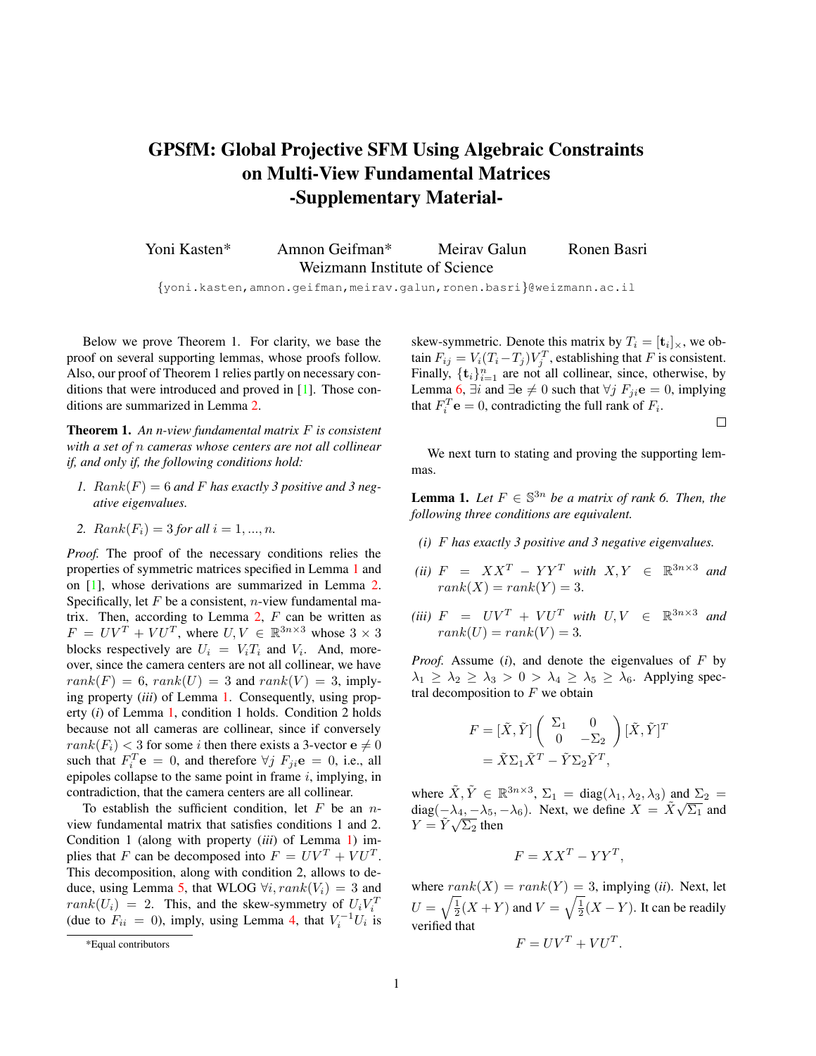# GPSfM: Global Projective SFM Using Algebraic Constraints on Multi-View Fundamental Matrices -Supplementary Material-

Yoni Kasten* Amnon Geifman* Meirav Galun Ronen Basri

Weizmann Institute of Science

{yoni.kasten,amnon.geifman,meirav.galun,ronen.basri}@weizmann.ac.il

Below we prove Theorem 1. For clarity, we base the proof on several supporting lemmas, whose proofs follow. Also, our proof of Theorem 1 relies partly on necessary conditions that were introduced and proved in [1]. Those conditions are summarized in Lemma 2.

**Theorem 1.** *An n-view fundamental matrix $F$ is consistent with a set of $n$ cameras whose centers are not all collinear if, and only if, the following conditions hold:*

1. *$Rank(F) = 6$ and $F$ has exactly 3 positive and 3 negative eigenvalues.*
2. *$Rank(F_i) = 3$ for all $i = 1, ..., n$.*

*Proof.* The proof of the necessary conditions relies the properties of symmetric matrices specified in Lemma 1 and on [1], whose derivations are summarized in Lemma 2. Specifically, let $F$ be a consistent, $n$-view fundamental matrix. Then, according to Lemma 2, $F$ can be written as $F = UV^T + VU^T$, where $U, V \in \mathbb{R}^{3n\times 3}$ whose $3 \times 3$ blocks respectively are $U_i = V_i T_i$ and $V_i$. And, moreover, since the camera centers are not all collinear, we have $rank(F) = 6$, $rank(U) = 3$ and $rank(V) = 3$, implying property (*iii*) of Lemma 1. Consequently, using property (*i*) of Lemma 1, condition 1 holds. Condition 2 holds because not all cameras are collinear, since if conversely $rank(F_i) < 3$ for some $i$ then there exists a 3-vector $\mathbf{e} \neq 0$ such that $F_i^T \mathbf{e} = 0$, and therefore $\forall j \; F_{ji}\mathbf{e} = 0$, i.e., all epipoles collapse to the same point in frame $i$, implying, in contradiction, that the camera centers are all collinear.

To establish the sufficient condition, let $F$ be an $n$-view fundamental matrix that satisfies conditions 1 and 2. Condition 1 (along with property (*iii*) of Lemma 1) implies that $F$ can be decomposed into $F = UV^T + VU^T$. This decomposition, along with condition 2, allows to deduce, using Lemma 5, that WLOG $\forall i, rank(V_i) = 3$ and $rank(U_i) = 2$. This, and the skew-symmetry of $U_iV_i^T$ (due to $F_{ii} = 0$), imply, using Lemma 4, that $V_i^{-1}U_i$ is skew-symmetric. Denote this matrix by $T_i = [\mathbf{t}_i]_\times$, we obtain $F_{ij} = V_i(T_i - T_j)V_j^T$, establishing that $F$ is consistent. Finally, $\{\mathbf{t}_i\}_{i=1}^n$ are not all collinear, since, otherwise, by Lemma 6, $\exists i$ and $\exists \mathbf{e} \neq 0$ such that $\forall j \; F_{ji}\mathbf{e} = 0$, implying that $F_i^T \mathbf{e} = 0$, contradicting the full rank of $F_i$. □

We next turn to stating and proving the supporting lemmas.

**Lemma 1.** *Let $F \in \mathbb{S}^{3n}$ be a matrix of rank 6. Then, the following three conditions are equivalent.*

*(i) $F$ has exactly 3 positive and 3 negative eigenvalues.*

*(ii) $F = XX^T - YY^T$ with $X, Y \in \mathbb{R}^{3n\times 3}$ and $rank(X) = rank(Y) = 3$.*

*(iii) $F = UV^T + VU^T$ with $U, V \in \mathbb{R}^{3n\times 3}$ and $rank(U) = rank(V) = 3$.*

*Proof.* Assume (*i*), and denote the eigenvalues of $F$ by $\lambda_1 \geq \lambda_2 \geq \lambda_3 > 0 > \lambda_4 \geq \lambda_5 \geq \lambda_6$. Applying spectral decomposition to $F$ we obtain

$$F = [\tilde{X}, \tilde{Y}] \begin{pmatrix} \Sigma_1 & 0 \\ 0 & -\Sigma_2 \end{pmatrix} [\tilde{X}, \tilde{Y}]^T = \tilde{X}\Sigma_1\tilde{X}^T - \tilde{Y}\Sigma_2\tilde{Y}^T,$$

where $\tilde{X}, \tilde{Y} \in \mathbb{R}^{3n\times 3}$, $\Sigma_1 = \text{diag}(\lambda_1, \lambda_2, \lambda_3)$ and $\Sigma_2 = \text{diag}(-\lambda_4, -\lambda_5, -\lambda_6)$. Next, we define $X = \tilde{X}\sqrt{\Sigma_1}$ and $Y = \tilde{Y}\sqrt{\Sigma_2}$ then

$$F = XX^T - YY^T,$$

where $rank(X) = rank(Y) = 3$, implying (*ii*). Next, let $U = \sqrt{\frac{1}{2}}(X + Y)$ and $V = \sqrt{\frac{1}{2}}(X - Y)$. It can be readily verified that

$$F = UV^T + VU^T.$$

---

*Equal contributors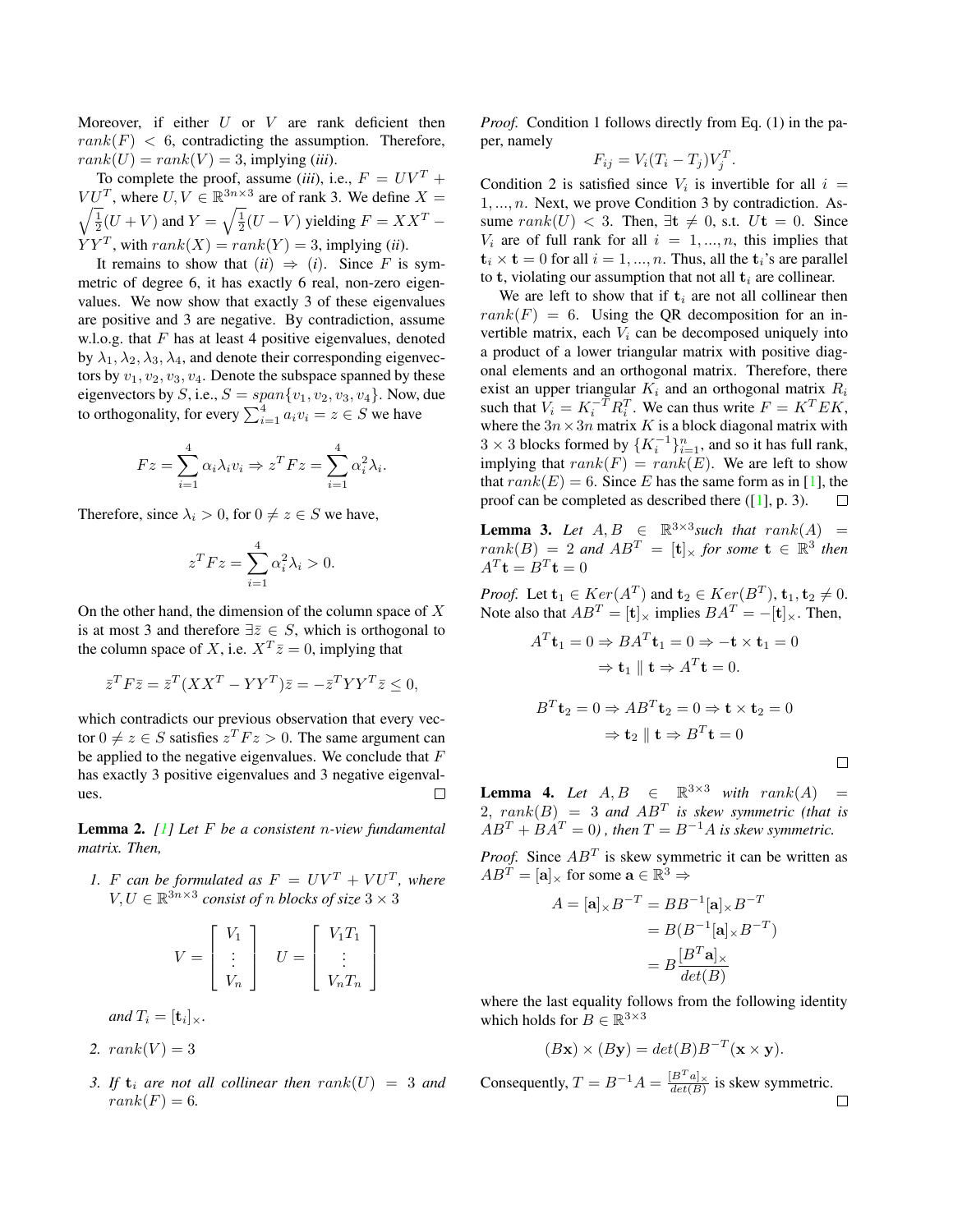Moreover, if either $U$ or $V$ are rank deficient then $rank(F) < 6$, contradicting the assumption. Therefore, $rank(U) = rank(V) = 3$, implying (*iii*).

To complete the proof, assume (*iii*), i.e., $F = UV^T + VU^T$, where $U, V \in \mathbb{R}^{3n\times 3}$ are of rank 3. We define $X = \sqrt{\frac{1}{2}}(U + V)$ and $Y = \sqrt{\frac{1}{2}}(U - V)$ yielding $F = XX^T - YY^T$, with $rank(X) = rank(Y) = 3$, implying (*ii*).

It remains to show that $(ii) \Rightarrow (i)$. Since $F$ is symmetric of degree 6, it has exactly 6 real, non-zero eigenvalues. We now show that exactly 3 of these eigenvalues are positive and 3 are negative. By contradiction, assume w.l.o.g. that $F$ has at least 4 positive eigenvalues, denoted by $\lambda_1, \lambda_2, \lambda_3, \lambda_4$, and denote their corresponding eigenvectors by $v_1, v_2, v_3, v_4$. Denote the subspace spanned by these eigenvectors by $S$, i.e., $S = span\{v_1, v_2, v_3, v_4\}$. Now, due to orthogonality, for every $\sum_{i=1}^{4} a_i v_i = z \in S$ we have

$$Fz = \sum_{i=1}^{4} \alpha_i \lambda_i v_i \Rightarrow z^T F z = \sum_{i=1}^{4} \alpha_i^2 \lambda_i.$$

Therefore, since $\lambda_i > 0$, for $0 \neq z \in S$ we have,

$$z^T F z = \sum_{i=1}^{4} \alpha_i^2 \lambda_i > 0.$$

On the other hand, the dimension of the column space of $X$ is at most 3 and therefore $\exists \bar{z} \in S$, which is orthogonal to the column space of $X$, i.e. $X^T \bar{z} = 0$, implying that

$$\bar{z}^T F \bar{z} = \bar{z}^T (XX^T - YY^T)\bar{z} = -\bar{z}^T YY^T \bar{z} \leq 0,$$

which contradicts our previous observation that every vector $0 \neq z \in S$ satisfies $z^T F z > 0$. The same argument can be applied to the negative eigenvalues. We conclude that $F$ has exactly 3 positive eigenvalues and 3 negative eigenvalues. □

**Lemma 2.** *[1] Let $F$ be a consistent $n$-view fundamental matrix. Then,*

1. *$F$ can be formulated as $F = UV^T + VU^T$, where $V, U \in \mathbb{R}^{3n\times 3}$ consist of $n$ blocks of size $3 \times 3$*

$$V = \begin{bmatrix} V_1 \\ \vdots \\ V_n \end{bmatrix} \quad U = \begin{bmatrix} V_1 T_1 \\ \vdots \\ V_n T_n \end{bmatrix}$$

   *and $T_i = [\mathbf{t}_i]_\times$.*

2. *$rank(V) = 3$*

3. *If $\mathbf{t}_i$ are not all collinear then $rank(U) = 3$ and $rank(F) = 6$.*

*Proof.* Condition 1 follows directly from Eq. (1) in the paper, namely

$$F_{ij} = V_i(T_i - T_j)V_j^T.$$

Condition 2 is satisfied since $V_i$ is invertible for all $i = 1, ..., n$. Next, we prove Condition 3 by contradiction. Assume $rank(U) < 3$. Then, $\exists \mathbf{t} \neq 0$, s.t. $U\mathbf{t} = 0$. Since $V_i$ are of full rank for all $i = 1, ..., n$, this implies that $\mathbf{t}_i \times \mathbf{t} = 0$ for all $i = 1, ..., n$. Thus, all the $\mathbf{t}_i$'s are parallel to $\mathbf{t}$, violating our assumption that not all $\mathbf{t}_i$ are collinear.

We are left to show that if $\mathbf{t}_i$ are not all collinear then $rank(F) = 6$. Using the QR decomposition for an invertible matrix, each $V_i$ can be decomposed uniquely into a product of a lower triangular matrix with positive diagonal elements and an orthogonal matrix. Therefore, there exist an upper triangular $K_i$ and an orthogonal matrix $R_i$ such that $V_i = K_i^{-T} R_i^T$. We can thus write $F = K^T E K$, where the $3n \times 3n$ matrix $K$ is a block diagonal matrix with $3 \times 3$ blocks formed by $\{K_i^{-1}\}_{i=1}^{n}$, and so it has full rank, implying that $rank(F) = rank(E)$. We are left to show that $rank(E) = 6$. Since $E$ has the same form as in [1], the proof can be completed as described there ([1], p. 3). □

**Lemma 3.** *Let $A, B \in \mathbb{R}^{3\times 3}$ such that $rank(A) = rank(B) = 2$ and $AB^T = [\mathbf{t}]_\times$ for some $\mathbf{t} \in \mathbb{R}^3$ then $A^T\mathbf{t} = B^T\mathbf{t} = 0$*

*Proof.* Let $\mathbf{t}_1 \in Ker(A^T)$ and $\mathbf{t}_2 \in Ker(B^T)$, $\mathbf{t}_1, \mathbf{t}_2 \neq 0$. Note also that $AB^T = [\mathbf{t}]_\times$ implies $BA^T = -[\mathbf{t}]_\times$. Then,

$$A^T\mathbf{t}_1 = 0 \Rightarrow BA^T\mathbf{t}_1 = 0 \Rightarrow -\mathbf{t} \times \mathbf{t}_1 = 0$$
$$\Rightarrow \mathbf{t}_1 \parallel \mathbf{t} \Rightarrow A^T\mathbf{t} = 0.$$

$$B^T\mathbf{t}_2 = 0 \Rightarrow AB^T\mathbf{t}_2 = 0 \Rightarrow \mathbf{t} \times \mathbf{t}_2 = 0$$
$$\Rightarrow \mathbf{t}_2 \parallel \mathbf{t} \Rightarrow B^T\mathbf{t} = 0$$

□

**Lemma 4.** *Let $A, B \in \mathbb{R}^{3\times 3}$ with $rank(A) = 2$, $rank(B) = 3$ and $AB^T$ is skew symmetric (that is $AB^T + BA^T = 0$), then $T = B^{-1}A$ is skew symmetric.*

*Proof.* Since $AB^T$ is skew symmetric it can be written as $AB^T = [\mathbf{a}]_\times$ for some $\mathbf{a} \in \mathbb{R}^3 \Rightarrow$

$$\begin{aligned} A = [\mathbf{a}]_\times B^{-T} &= BB^{-1}[\mathbf{a}]_\times B^{-T} \\ &= B(B^{-1}[\mathbf{a}]_\times B^{-T}) \\ &= B\frac{[B^T\mathbf{a}]_\times}{det(B)} \end{aligned}$$

where the last equality follows from the following identity which holds for $B \in \mathbb{R}^{3\times 3}$

$$(B\mathbf{x}) \times (B\mathbf{y}) = det(B)B^{-T}(\mathbf{x} \times \mathbf{y}).$$

Consequently, $T = B^{-1}A = \frac{[B^T a]_\times}{det(B)}$ is skew symmetric. □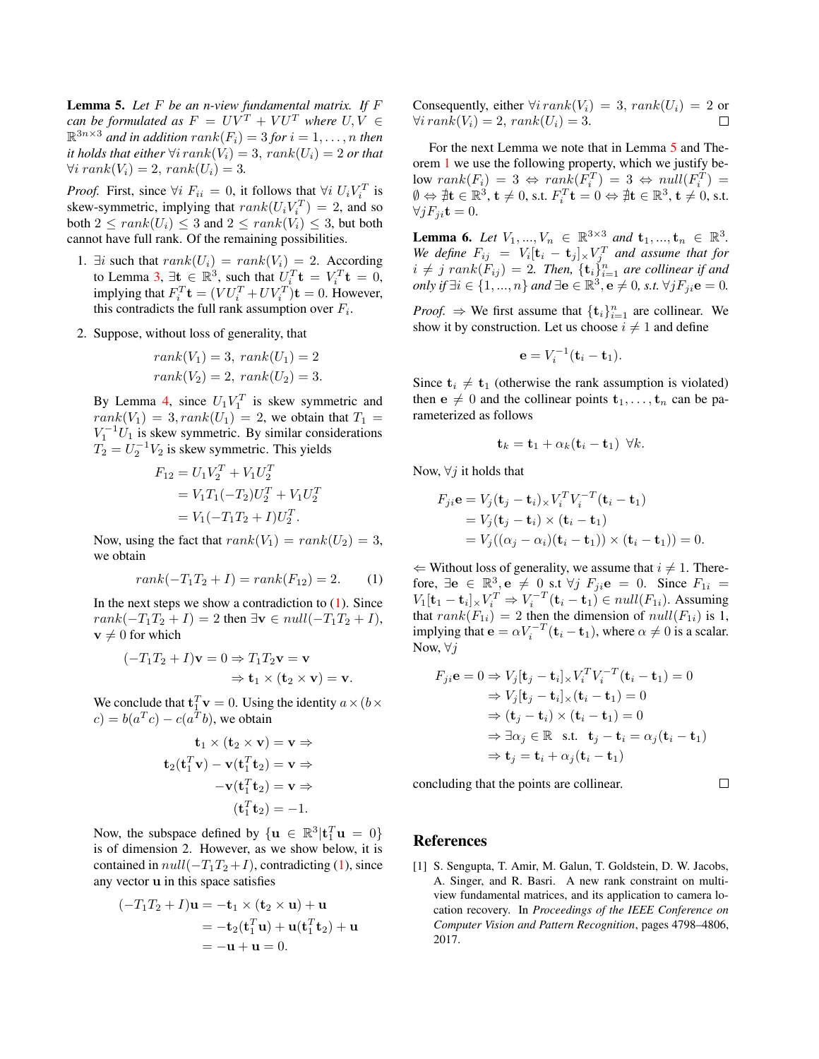**Lemma 5.** *Let $F$ be an $n$-view fundamental matrix. If $F$ can be formulated as $F = UV^T + VU^T$ where $U, V \in \mathbb{R}^{3n \times 3}$ and in addition $rank(F_i) = 3$ for $i = 1, \ldots, n$ then it holds that either $\forall i\, rank(V_i) = 3,\ rank(U_i) = 2$ or that $\forall i\, rank(V_i) = 2,\ rank(U_i) = 3$.*

*Proof.* First, since $\forall i\ F_{ii} = 0$, it follows that $\forall i\ U_i V_i^T$ is skew-symmetric, implying that $rank(U_i V_i^T) = 2$, and so both $2 \le rank(U_i) \le 3$ and $2 \le rank(V_i) \le 3$, but both cannot have full rank. Of the remaining possibilities.

1. $\exists i$ such that $rank(U_i) = rank(V_i) = 2$. According to Lemma 3, $\exists \mathbf{t} \in \mathbb{R}^3$, such that $U_i^T \mathbf{t} = V_i^T \mathbf{t} = 0$, implying that $F_i^T \mathbf{t} = (VU_i^T + UV_i^T)\mathbf{t} = 0$. However, this contradicts the full rank assumption over $F_i$.

2. Suppose, without loss of generality, that

$$rank(V_1) = 3,\ rank(U_1) = 2$$
$$rank(V_2) = 2,\ rank(U_2) = 3.$$

By Lemma 4, since $U_1 V_1^T$ is skew symmetric and $rank(V_1) = 3, rank(U_1) = 2$, we obtain that $T_1 = V_1^{-1} U_1$ is skew symmetric. By similar considerations $T_2 = U_2^{-1} V_2$ is skew symmetric. This yields

$$\begin{aligned} F_{12} &= U_1 V_2^T + V_1 U_2^T \\ &= V_1 T_1 (-T_2) U_2^T + V_1 U_2^T \\ &= V_1(-T_1 T_2 + I) U_2^T. \end{aligned}$$

Now, using the fact that $rank(V_1) = rank(U_2) = 3$, we obtain

$$rank(-T_1 T_2 + I) = rank(F_{12}) = 2. \qquad (1)$$

In the next steps we show a contradiction to (1). Since $rank(-T_1 T_2 + I) = 2$ then $\exists \mathbf{v} \in null(-T_1 T_2 + I)$, $\mathbf{v} \neq 0$ for which

$$\begin{aligned} (-T_1 T_2 + I)\mathbf{v} = 0 &\Rightarrow T_1 T_2 \mathbf{v} = \mathbf{v} \\ &\Rightarrow \mathbf{t}_1 \times (\mathbf{t}_2 \times \mathbf{v}) = \mathbf{v}. \end{aligned}$$

We conclude that $\mathbf{t}_1^T \mathbf{v} = 0$. Using the identity $a \times (b \times c) = b(a^T c) - c(a^T b)$, we obtain

$$\begin{aligned} \mathbf{t}_1 \times (\mathbf{t}_2 \times \mathbf{v}) = \mathbf{v} &\Rightarrow \\ \mathbf{t}_2(\mathbf{t}_1^T \mathbf{v}) - \mathbf{v}(\mathbf{t}_1^T \mathbf{t}_2) = \mathbf{v} &\Rightarrow \\ -\mathbf{v}(\mathbf{t}_1^T \mathbf{t}_2) = \mathbf{v} &\Rightarrow \\ (\mathbf{t}_1^T \mathbf{t}_2) = -1. \end{aligned}$$

Now, the subspace defined by $\{\mathbf{u} \in \mathbb{R}^3 | \mathbf{t}_1^T \mathbf{u} = 0\}$ is of dimension 2. However, as we show below, it is contained in $null(-T_1 T_2 + I)$, contradicting (1), since any vector $\mathbf{u}$ in this space satisfies

$$\begin{aligned} (-T_1 T_2 + I)\mathbf{u} &= -\mathbf{t}_1 \times (\mathbf{t}_2 \times \mathbf{u}) + \mathbf{u} \\ &= -\mathbf{t}_2(\mathbf{t}_1^T \mathbf{u}) + \mathbf{u}(\mathbf{t}_1^T \mathbf{t}_2) + \mathbf{u} \\ &= -\mathbf{u} + \mathbf{u} = 0. \end{aligned}$$

Consequently, either $\forall i\, rank(V_i) = 3,\ rank(U_i) = 2$ or $\forall i\, rank(V_i) = 2,\ rank(U_i) = 3$. □

For the next Lemma we note that in Lemma 5 and Theorem 1 we use the following property, which we justify below $rank(F_i) = 3 \Leftrightarrow rank(F_i^T) = 3 \Leftrightarrow null(F_i^T) = \emptyset \Leftrightarrow \nexists \mathbf{t} \in \mathbb{R}^3, \mathbf{t} \neq 0$, s.t. $F_i^T \mathbf{t} = 0 \Leftrightarrow \nexists \mathbf{t} \in \mathbb{R}^3, \mathbf{t} \neq 0$, s.t. $\forall j F_{ji} \mathbf{t} = 0$.

**Lemma 6.** *Let $V_1, \ldots, V_n \in \mathbb{R}^{3 \times 3}$ and $\mathbf{t}_1, \ldots, \mathbf{t}_n \in \mathbb{R}^3$. We define $F_{ij} = V_i [\mathbf{t}_i - \mathbf{t}_j]_\times V_j^T$ and assume that for $i \neq j$ $rank(F_{ij}) = 2$. Then, $\{\mathbf{t}_i\}_{i=1}^n$ are collinear if and only if $\exists i \in \{1, \ldots, n\}$ and $\exists \mathbf{e} \in \mathbb{R}^3, \mathbf{e} \neq 0$, s.t. $\forall j F_{ji} \mathbf{e} = 0$.*

*Proof.* $\Rightarrow$ We first assume that $\{\mathbf{t}_i\}_{i=1}^n$ are collinear. We show it by construction. Let us choose $i \neq 1$ and define

$$\mathbf{e} = V_i^{-1}(\mathbf{t}_i - \mathbf{t}_1).$$

Since $\mathbf{t}_i \neq \mathbf{t}_1$ (otherwise the rank assumption is violated) then $\mathbf{e} \neq 0$ and the collinear points $\mathbf{t}_1, \ldots, \mathbf{t}_n$ can be parameterized as follows

$$\mathbf{t}_k = \mathbf{t}_1 + \alpha_k(\mathbf{t}_i - \mathbf{t}_1)\ \ \forall k.$$

Now, $\forall j$ it holds that

$$\begin{aligned} F_{ji}\mathbf{e} &= V_j(\mathbf{t}_j - \mathbf{t}_i)_\times V_i^T V_i^{-T}(\mathbf{t}_i - \mathbf{t}_1) \\ &= V_j(\mathbf{t}_j - \mathbf{t}_i) \times (\mathbf{t}_i - \mathbf{t}_1) \\ &= V_j((\alpha_j - \alpha_i)(\mathbf{t}_i - \mathbf{t}_1)) \times (\mathbf{t}_i - \mathbf{t}_1)) = 0. \end{aligned}$$

$\Leftarrow$ Without loss of generality, we assume that $i \neq 1$. Therefore, $\exists \mathbf{e} \in \mathbb{R}^3, \mathbf{e} \neq 0$ s.t $\forall j\ F_{ji}\mathbf{e} = 0$. Since $F_{1i} = V_1[\mathbf{t}_1 - \mathbf{t}_i]_\times V_i^T \Rightarrow V_i^{-T}(\mathbf{t}_i - \mathbf{t}_1) \in null(F_{1i})$. Assuming that $rank(F_{1i}) = 2$ then the dimension of $null(F_{1i})$ is 1, implying that $\mathbf{e} = \alpha V_i^{-T}(\mathbf{t}_i - \mathbf{t}_1)$, where $\alpha \neq 0$ is a scalar. Now, $\forall j$

$$\begin{aligned} F_{ji}\mathbf{e} = 0 &\Rightarrow V_j[\mathbf{t}_j - \mathbf{t}_i]_\times V_i^T V_i^{-T}(\mathbf{t}_i - \mathbf{t}_1) = 0 \\ &\Rightarrow V_j[\mathbf{t}_j - \mathbf{t}_i]_\times(\mathbf{t}_i - \mathbf{t}_1) = 0 \\ &\Rightarrow (\mathbf{t}_j - \mathbf{t}_i) \times (\mathbf{t}_i - \mathbf{t}_1) = 0 \\ &\Rightarrow \exists \alpha_j \in \mathbb{R} \quad \text{s.t.} \quad \mathbf{t}_j - \mathbf{t}_i = \alpha_j(\mathbf{t}_i - \mathbf{t}_1) \\ &\Rightarrow \mathbf{t}_j = \mathbf{t}_i + \alpha_j(\mathbf{t}_i - \mathbf{t}_1) \end{aligned}$$

concluding that the points are collinear. □

## References

[1] S. Sengupta, T. Amir, M. Galun, T. Goldstein, D. W. Jacobs, A. Singer, and R. Basri. A new rank constraint on multi-view fundamental matrices, and its application to camera location recovery. In *Proceedings of the IEEE Conference on Computer Vision and Pattern Recognition*, pages 4798–4806, 2017.